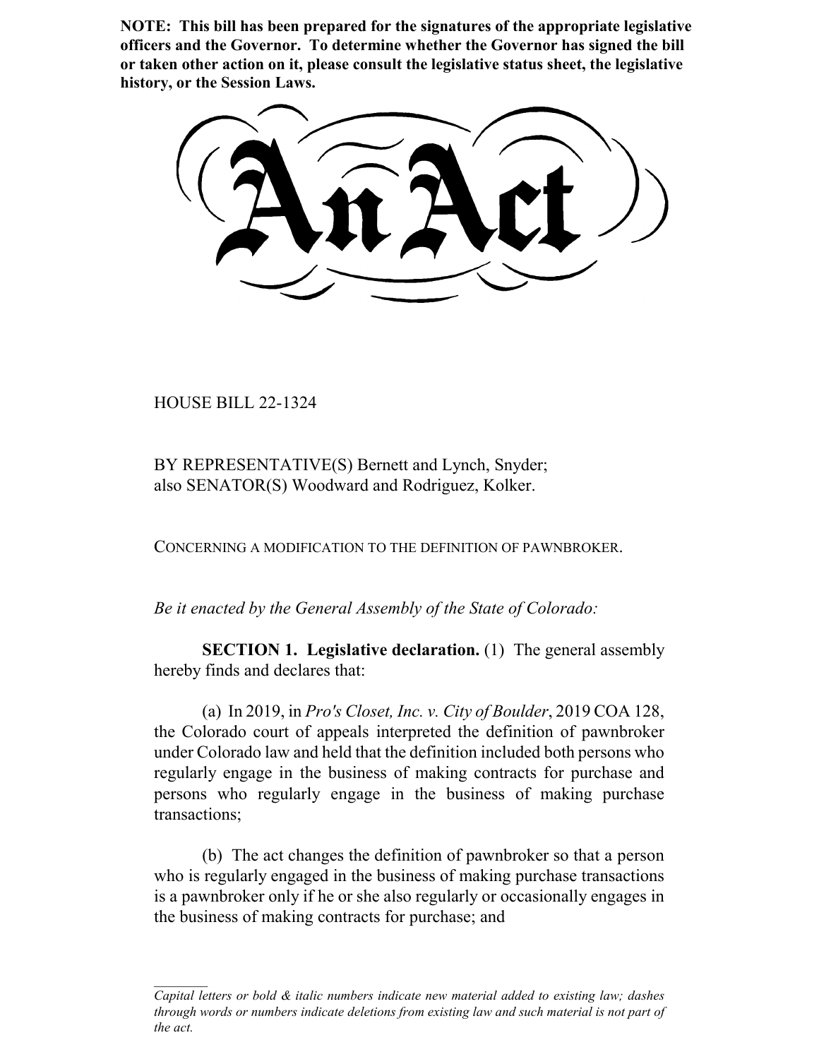**NOTE: This bill has been prepared for the signatures of the appropriate legislative officers and the Governor. To determine whether the Governor has signed the bill or taken other action on it, please consult the legislative status sheet, the legislative history, or the Session Laws.**

# An Act

HOUSE BILL 22-1324

BY REPRESENTATIVE(S) Bernett and Lynch, Snyder;
also SENATOR(S) Woodward and Rodriguez, Kolker.

CONCERNING A MODIFICATION TO THE DEFINITION OF PAWNBROKER.

*Be it enacted by the General Assembly of the State of Colorado:*

**SECTION 1. Legislative declaration.** (1) The general assembly hereby finds and declares that:

(a) In 2019, in *Pro's Closet, Inc. v. City of Boulder*, 2019 COA 128, the Colorado court of appeals interpreted the definition of pawnbroker under Colorado law and held that the definition included both persons who regularly engage in the business of making contracts for purchase and persons who regularly engage in the business of making purchase transactions;

(b) The act changes the definition of pawnbroker so that a person who is regularly engaged in the business of making purchase transactions is a pawnbroker only if he or she also regularly or occasionally engages in the business of making contracts for purchase; and

*Capital letters or bold & italic numbers indicate new material added to existing law; dashes through words or numbers indicate deletions from existing law and such material is not part of the act.*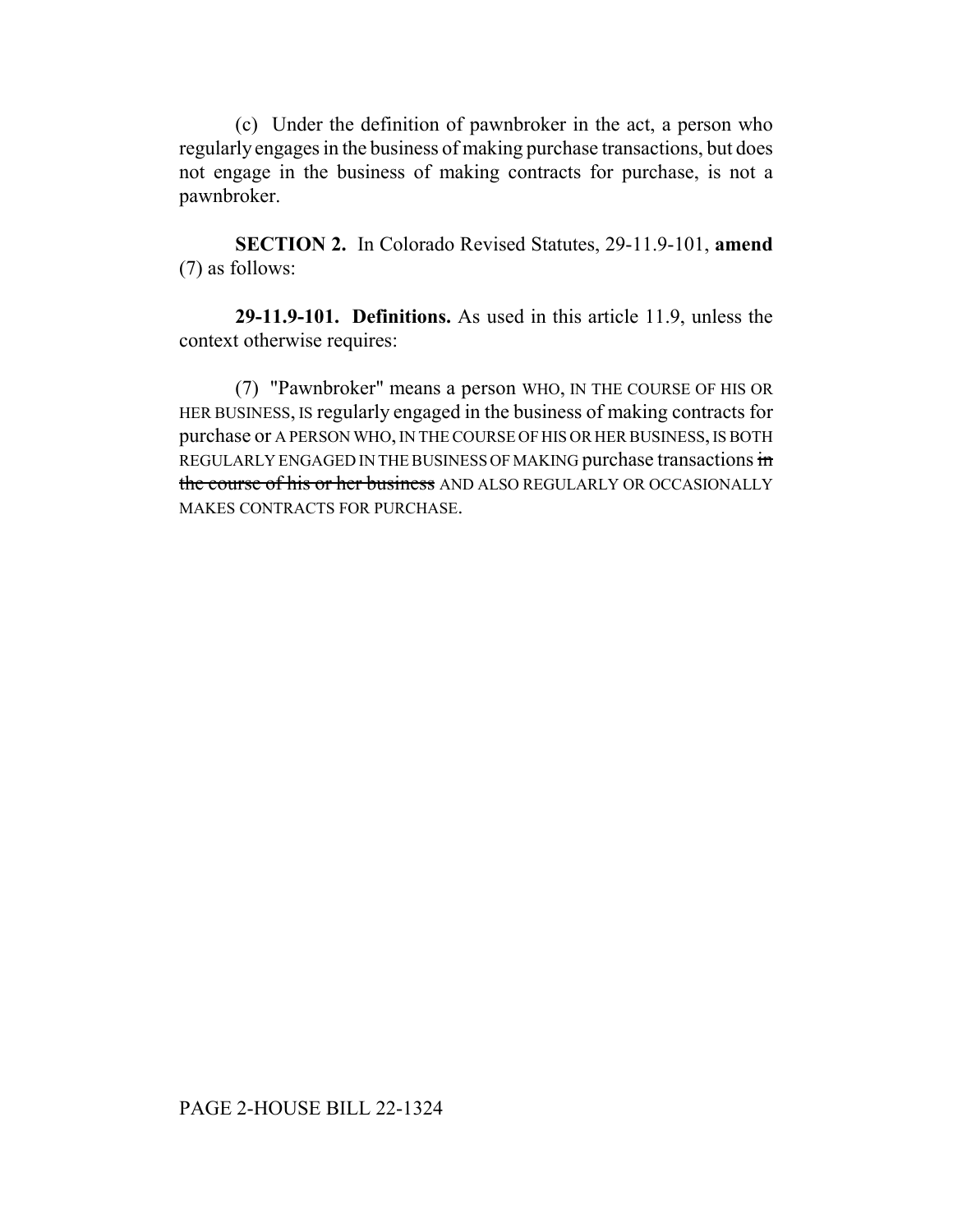(c) Under the definition of pawnbroker in the act, a person who regularly engages in the business of making purchase transactions, but does not engage in the business of making contracts for purchase, is not a pawnbroker.

**SECTION 2.** In Colorado Revised Statutes, 29-11.9-101, **amend** (7) as follows:

**29-11.9-101. Definitions.** As used in this article 11.9, unless the context otherwise requires:

(7) "Pawnbroker" means a person WHO, IN THE COURSE OF HIS OR HER BUSINESS, IS regularly engaged in the business of making contracts for purchase or A PERSON WHO, IN THE COURSE OF HIS OR HER BUSINESS, IS BOTH REGULARLY ENGAGED IN THE BUSINESS OF MAKING purchase transactions ~~in the course of his or her business~~ AND ALSO REGULARLY OR OCCASIONALLY MAKES CONTRACTS FOR PURCHASE.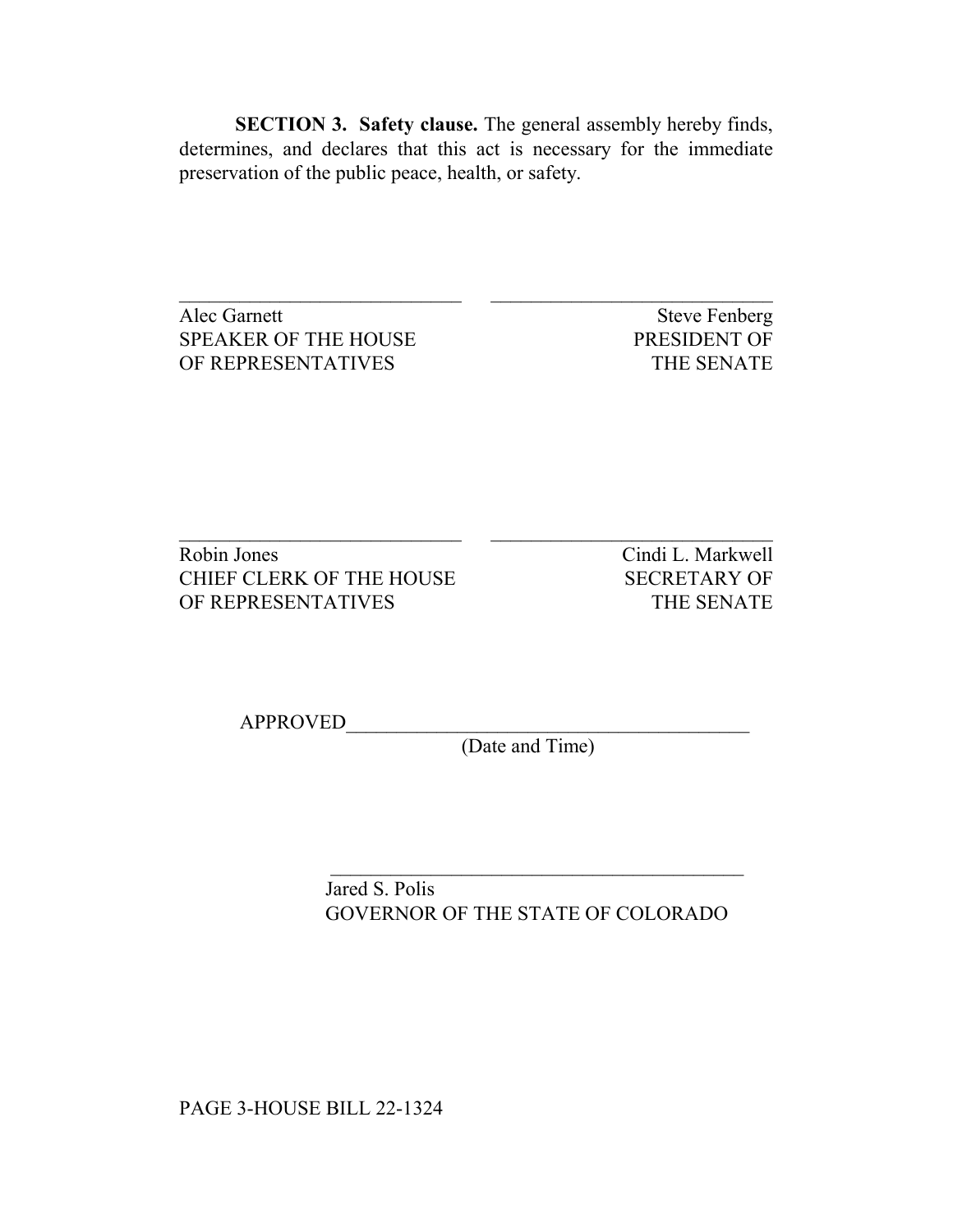**SECTION 3. Safety clause.** The general assembly hereby finds, determines, and declares that this act is necessary for the immediate preservation of the public peace, health, or safety.

____________________________  ____________________________

Alec Garnett
SPEAKER OF THE HOUSE
OF REPRESENTATIVES

Steve Fenberg
PRESIDENT OF
THE SENATE

____________________________  ____________________________

Robin Jones
CHIEF CLERK OF THE HOUSE
OF REPRESENTATIVES

Cindi L. Markwell
SECRETARY OF
THE SENATE

APPROVED________________________________________
(Date and Time)

_________________________________________

Jared S. Polis
GOVERNOR OF THE STATE OF COLORADO

PAGE 3-HOUSE BILL 22-1324